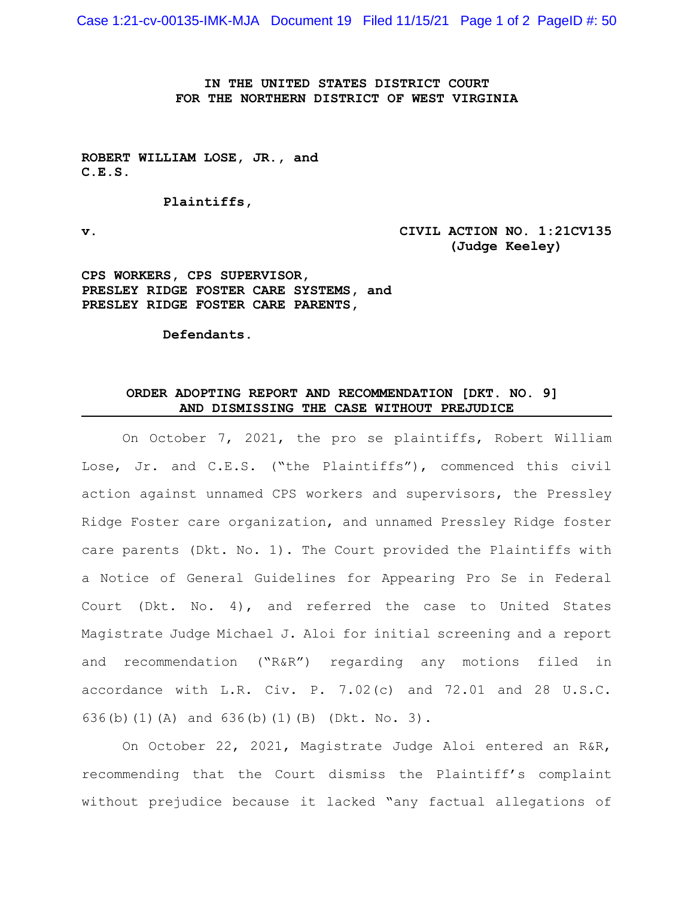**IN THE UNITED STATES DISTRICT COURT**
**FOR THE NORTHERN DISTRICT OF WEST VIRGINIA**

**ROBERT WILLIAM LOSE, JR., and**
**C.E.S.**

**Plaintiffs,**

**v.** **CIVIL ACTION NO. 1:21CV135**
**(Judge Keeley)**

**CPS WORKERS, CPS SUPERVISOR,**
**PRESLEY RIDGE FOSTER CARE SYSTEMS, and**
**PRESLEY RIDGE FOSTER CARE PARENTS,**

**Defendants.**

## ORDER ADOPTING REPORT AND RECOMMENDATION [DKT. NO. 9] AND DISMISSING THE CASE WITHOUT PREJUDICE

On October 7, 2021, the pro se plaintiffs, Robert William Lose, Jr. and C.E.S. ("the Plaintiffs"), commenced this civil action against unnamed CPS workers and supervisors, the Pressley Ridge Foster care organization, and unnamed Pressley Ridge foster care parents (Dkt. No. 1). The Court provided the Plaintiffs with a Notice of General Guidelines for Appearing Pro Se in Federal Court (Dkt. No. 4), and referred the case to United States Magistrate Judge Michael J. Aloi for initial screening and a report and recommendation ("R&R") regarding any motions filed in accordance with L.R. Civ. P. 7.02(c) and 72.01 and 28 U.S.C. 636(b)(1)(A) and 636(b)(1)(B) (Dkt. No. 3).

On October 22, 2021, Magistrate Judge Aloi entered an R&R, recommending that the Court dismiss the Plaintiff's complaint without prejudice because it lacked "any factual allegations of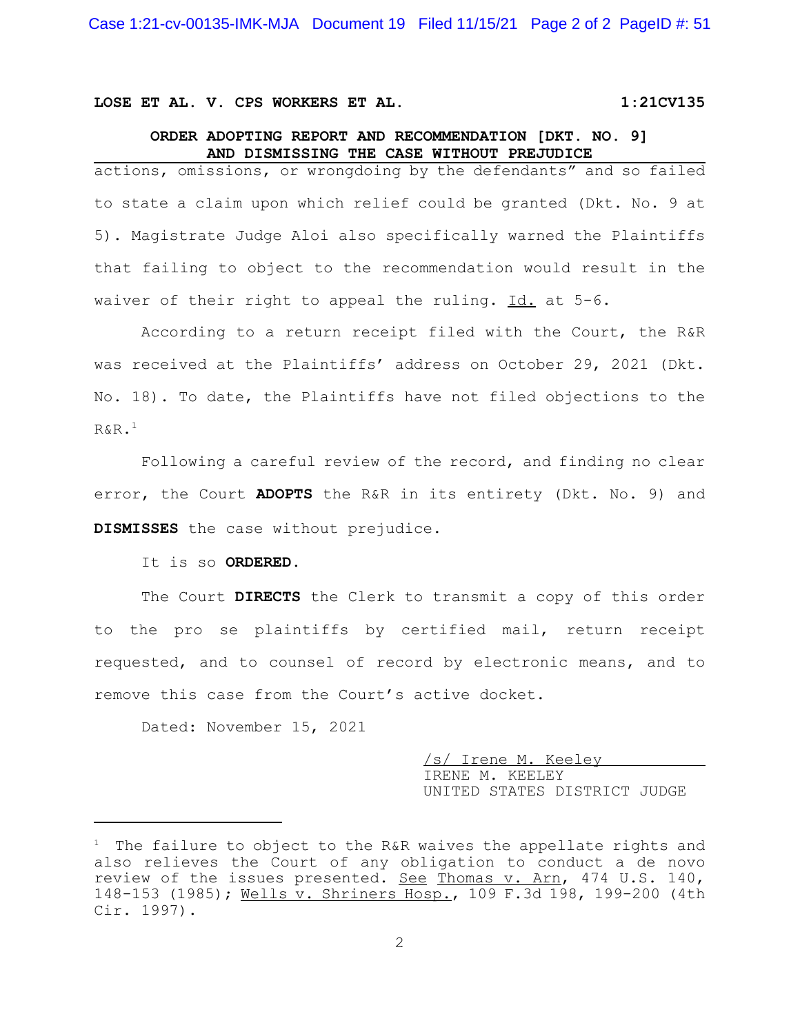actions, omissions, or wrongdoing by the defendants" and so failed to state a claim upon which relief could be granted (Dkt. No. 9 at 5). Magistrate Judge Aloi also specifically warned the Plaintiffs that failing to object to the recommendation would result in the waiver of their right to appeal the ruling. Id. at 5-6.

According to a return receipt filed with the Court, the R&R was received at the Plaintiffs' address on October 29, 2021 (Dkt. No. 18). To date, the Plaintiffs have not filed objections to the R&R.[1]

Following a careful review of the record, and finding no clear error, the Court **ADOPTS** the R&R in its entirety (Dkt. No. 9) and **DISMISSES** the case without prejudice.

It is so **ORDERED**.

The Court **DIRECTS** the Clerk to transmit a copy of this order to the pro se plaintiffs by certified mail, return receipt requested, and to counsel of record by electronic means, and to remove this case from the Court's active docket.

Dated: November 15, 2021

/s/ Irene M. Keeley
IRENE M. KEELEY
UNITED STATES DISTRICT JUDGE

---

[1] The failure to object to the R&R waives the appellate rights and also relieves the Court of any obligation to conduct a de novo review of the issues presented. See Thomas v. Arn, 474 U.S. 140, 148-153 (1985); Wells v. Shriners Hosp., 109 F.3d 198, 199-200 (4th Cir. 1997).